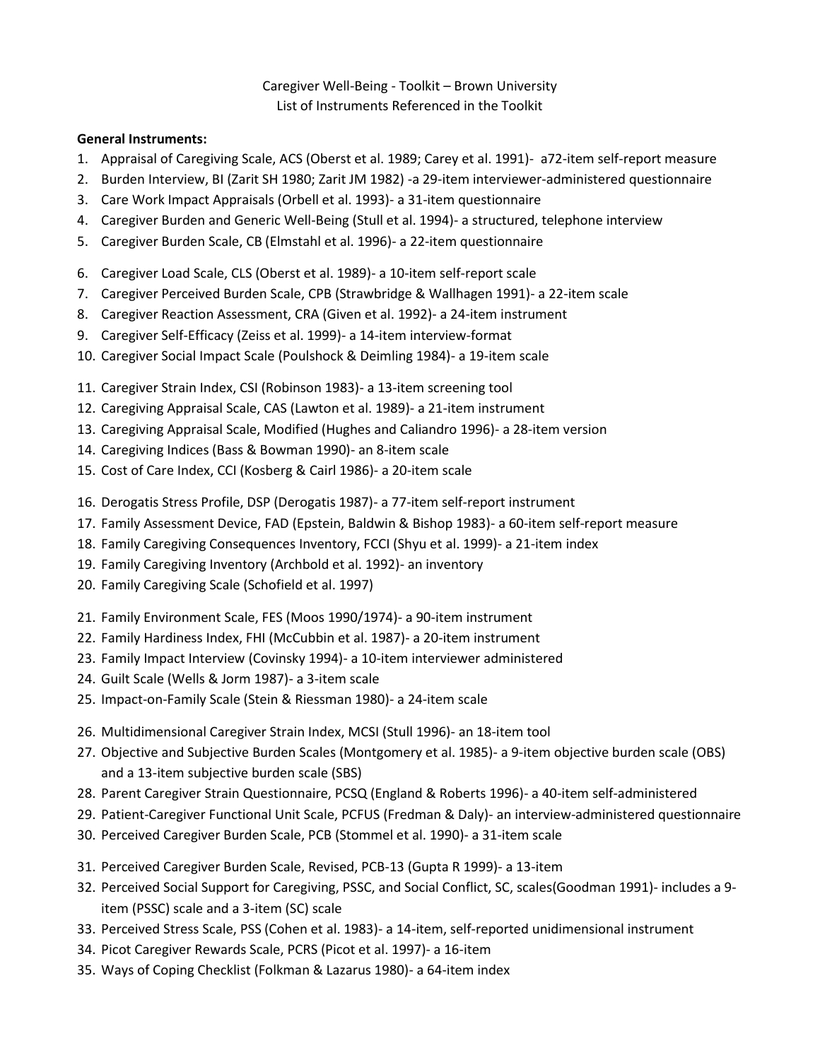Caregiver Well-Being - Toolkit – Brown University
List of Instruments Referenced in the Toolkit

**General Instruments:**

1. Appraisal of Caregiving Scale, ACS (Oberst et al. 1989; Carey et al. 1991)- a72-item self-report measure
2. Burden Interview, BI (Zarit SH 1980; Zarit JM 1982) -a 29-item interviewer-administered questionnaire
3. Care Work Impact Appraisals (Orbell et al. 1993)- a 31-item questionnaire
4. Caregiver Burden and Generic Well-Being (Stull et al. 1994)- a structured, telephone interview
5. Caregiver Burden Scale, CB (Elmstahl et al. 1996)- a 22-item questionnaire
6. Caregiver Load Scale, CLS (Oberst et al. 1989)- a 10-item self-report scale
7. Caregiver Perceived Burden Scale, CPB (Strawbridge & Wallhagen 1991)- a 22-item scale
8. Caregiver Reaction Assessment, CRA (Given et al. 1992)- a 24-item instrument
9. Caregiver Self-Efficacy (Zeiss et al. 1999)- a 14-item interview-format
10. Caregiver Social Impact Scale (Poulshock & Deimling 1984)- a 19-item scale
11. Caregiver Strain Index, CSI (Robinson 1983)- a 13-item screening tool
12. Caregiving Appraisal Scale, CAS (Lawton et al. 1989)- a 21-item instrument
13. Caregiving Appraisal Scale, Modified (Hughes and Caliandro 1996)- a 28-item version
14. Caregiving Indices (Bass & Bowman 1990)- an 8-item scale
15. Cost of Care Index, CCI (Kosberg & Cairl 1986)- a 20-item scale
16. Derogatis Stress Profile, DSP (Derogatis 1987)- a 77-item self-report instrument
17. Family Assessment Device, FAD (Epstein, Baldwin & Bishop 1983)- a 60-item self-report measure
18. Family Caregiving Consequences Inventory, FCCI (Shyu et al. 1999)- a 21-item index
19. Family Caregiving Inventory (Archbold et al. 1992)- an inventory
20. Family Caregiving Scale (Schofield et al. 1997)
21. Family Environment Scale, FES (Moos 1990/1974)- a 90-item instrument
22. Family Hardiness Index, FHI (McCubbin et al. 1987)- a 20-item instrument
23. Family Impact Interview (Covinsky 1994)- a 10-item interviewer administered
24. Guilt Scale (Wells & Jorm 1987)- a 3-item scale
25. Impact-on-Family Scale (Stein & Riessman 1980)- a 24-item scale
26. Multidimensional Caregiver Strain Index, MCSI (Stull 1996)- an 18-item tool
27. Objective and Subjective Burden Scales (Montgomery et al. 1985)- a 9-item objective burden scale (OBS) and a 13-item subjective burden scale (SBS)
28. Parent Caregiver Strain Questionnaire, PCSQ (England & Roberts 1996)- a 40-item self-administered
29. Patient-Caregiver Functional Unit Scale, PCFUS (Fredman & Daly)- an interview-administered questionnaire
30. Perceived Caregiver Burden Scale, PCB (Stommel et al. 1990)- a 31-item scale
31. Perceived Caregiver Burden Scale, Revised, PCB-13 (Gupta R 1999)- a 13-item
32. Perceived Social Support for Caregiving, PSSC, and Social Conflict, SC, scales(Goodman 1991)- includes a 9-item (PSSC) scale and a 3-item (SC) scale
33. Perceived Stress Scale, PSS (Cohen et al. 1983)- a 14-item, self-reported unidimensional instrument
34. Picot Caregiver Rewards Scale, PCRS (Picot et al. 1997)- a 16-item
35. Ways of Coping Checklist (Folkman & Lazarus 1980)- a 64-item index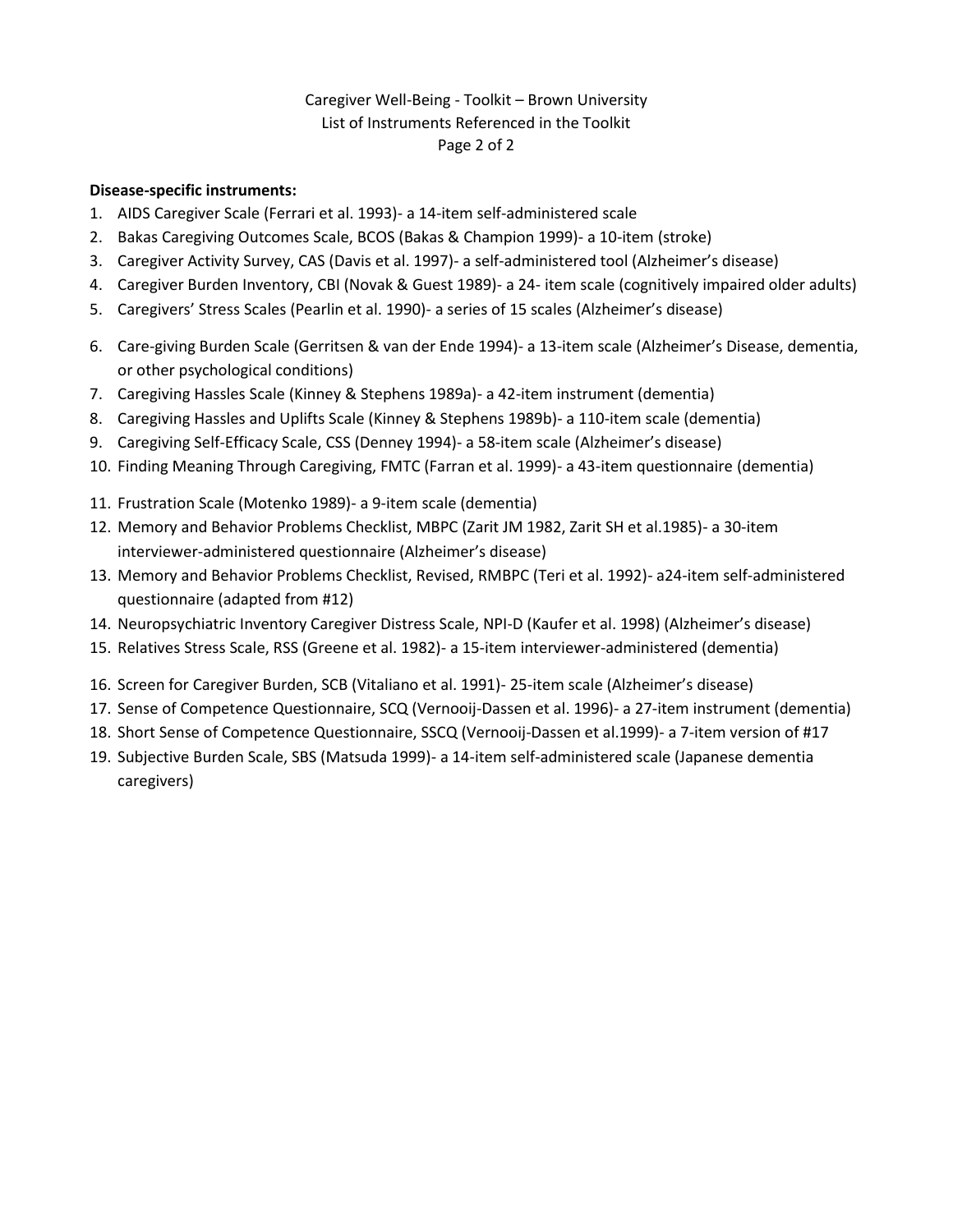**Disease-specific instruments:**

1. AIDS Caregiver Scale (Ferrari et al. 1993)- a 14-item self-administered scale
2. Bakas Caregiving Outcomes Scale, BCOS (Bakas & Champion 1999)- a 10-item (stroke)
3. Caregiver Activity Survey, CAS (Davis et al. 1997)- a self-administered tool (Alzheimer's disease)
4. Caregiver Burden Inventory, CBI (Novak & Guest 1989)- a 24- item scale (cognitively impaired older adults)
5. Caregivers' Stress Scales (Pearlin et al. 1990)- a series of 15 scales (Alzheimer's disease)
6. Care-giving Burden Scale (Gerritsen & van der Ende 1994)- a 13-item scale (Alzheimer's Disease, dementia, or other psychological conditions)
7. Caregiving Hassles Scale (Kinney & Stephens 1989a)- a 42-item instrument (dementia)
8. Caregiving Hassles and Uplifts Scale (Kinney & Stephens 1989b)- a 110-item scale (dementia)
9. Caregiving Self-Efficacy Scale, CSS (Denney 1994)- a 58-item scale (Alzheimer's disease)
10. Finding Meaning Through Caregiving, FMTC (Farran et al. 1999)- a 43-item questionnaire (dementia)
11. Frustration Scale (Motenko 1989)- a 9-item scale (dementia)
12. Memory and Behavior Problems Checklist, MBPC (Zarit JM 1982, Zarit SH et al.1985)- a 30-item interviewer-administered questionnaire (Alzheimer's disease)
13. Memory and Behavior Problems Checklist, Revised, RMBPC (Teri et al. 1992)- a24-item self-administered questionnaire (adapted from #12)
14. Neuropsychiatric Inventory Caregiver Distress Scale, NPI-D (Kaufer et al. 1998) (Alzheimer's disease)
15. Relatives Stress Scale, RSS (Greene et al. 1982)- a 15-item interviewer-administered (dementia)
16. Screen for Caregiver Burden, SCB (Vitaliano et al. 1991)- 25-item scale (Alzheimer's disease)
17. Sense of Competence Questionnaire, SCQ (Vernooij-Dassen et al. 1996)- a 27-item instrument (dementia)
18. Short Sense of Competence Questionnaire, SSCQ (Vernooij-Dassen et al.1999)- a 7-item version of #17
19. Subjective Burden Scale, SBS (Matsuda 1999)- a 14-item self-administered scale (Japanese dementia caregivers)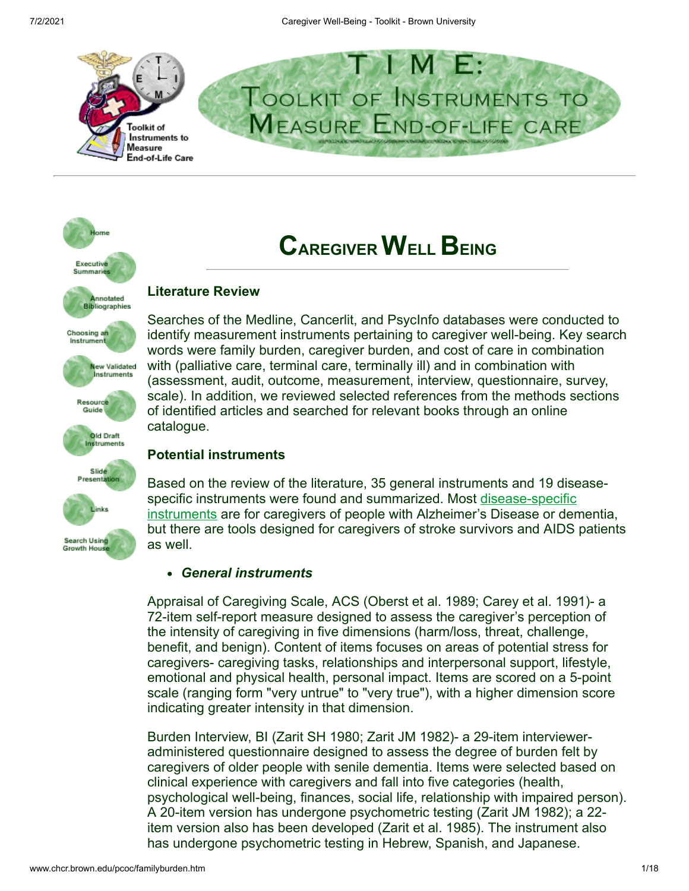# TIME: Toolkit of Instruments to Measure End-of-Life Care

# Caregiver Well Being

## Literature Review

Searches of the Medline, Cancerlit, and PsycInfo databases were conducted to identify measurement instruments pertaining to caregiver well-being. Key search words were family burden, caregiver burden, and cost of care in combination with (palliative care, terminal care, terminally ill) and in combination with (assessment, audit, outcome, measurement, interview, questionnaire, survey, scale). In addition, we reviewed selected references from the methods sections of identified articles and searched for relevant books through an online catalogue.

## Potential instruments

Based on the review of the literature, 35 general instruments and 19 disease-specific instruments were found and summarized. Most disease-specific instruments are for caregivers of people with Alzheimer's Disease or dementia, but there are tools designed for caregivers of stroke survivors and AIDS patients as well.

- ***General instruments***

Appraisal of Caregiving Scale, ACS (Oberst et al. 1989; Carey et al. 1991)- a 72-item self-report measure designed to assess the caregiver's perception of the intensity of caregiving in five dimensions (harm/loss, threat, challenge, benefit, and benign). Content of items focuses on areas of potential stress for caregivers- caregiving tasks, relationships and interpersonal support, lifestyle, emotional and physical health, personal impact. Items are scored on a 5-point scale (ranging form "very untrue" to "very true"), with a higher dimension score indicating greater intensity in that dimension.

Burden Interview, BI (Zarit SH 1980; Zarit JM 1982)- a 29-item interviewer-administered questionnaire designed to assess the degree of burden felt by caregivers of older people with senile dementia. Items were selected based on clinical experience with caregivers and fall into five categories (health, psychological well-being, finances, social life, relationship with impaired person). A 20-item version has undergone psychometric testing (Zarit JM 1982); a 22-item version also has been developed (Zarit et al. 1985). The instrument also has undergone psychometric testing in Hebrew, Spanish, and Japanese.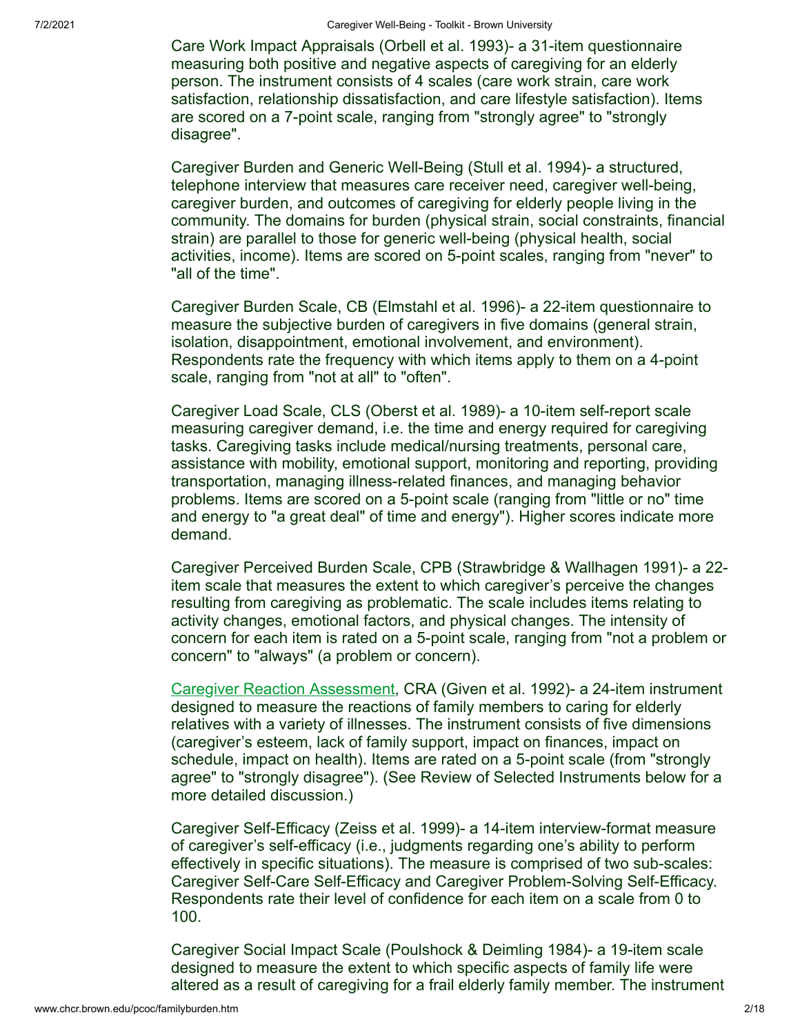Care Work Impact Appraisals (Orbell et al. 1993)- a 31-item questionnaire measuring both positive and negative aspects of caregiving for an elderly person. The instrument consists of 4 scales (care work strain, care work satisfaction, relationship dissatisfaction, and care lifestyle satisfaction). Items are scored on a 7-point scale, ranging from "strongly agree" to "strongly disagree".

Caregiver Burden and Generic Well-Being (Stull et al. 1994)- a structured, telephone interview that measures care receiver need, caregiver well-being, caregiver burden, and outcomes of caregiving for elderly people living in the community. The domains for burden (physical strain, social constraints, financial strain) are parallel to those for generic well-being (physical health, social activities, income). Items are scored on 5-point scales, ranging from "never" to "all of the time".

Caregiver Burden Scale, CB (Elmstahl et al. 1996)- a 22-item questionnaire to measure the subjective burden of caregivers in five domains (general strain, isolation, disappointment, emotional involvement, and environment). Respondents rate the frequency with which items apply to them on a 4-point scale, ranging from "not at all" to "often".

Caregiver Load Scale, CLS (Oberst et al. 1989)- a 10-item self-report scale measuring caregiver demand, i.e. the time and energy required for caregiving tasks. Caregiving tasks include medical/nursing treatments, personal care, assistance with mobility, emotional support, monitoring and reporting, providing transportation, managing illness-related finances, and managing behavior problems. Items are scored on a 5-point scale (ranging from "little or no" time and energy to "a great deal" of time and energy"). Higher scores indicate more demand.

Caregiver Perceived Burden Scale, CPB (Strawbridge & Wallhagen 1991)- a 22-item scale that measures the extent to which caregiver's perceive the changes resulting from caregiving as problematic. The scale includes items relating to activity changes, emotional factors, and physical changes. The intensity of concern for each item is rated on a 5-point scale, ranging from "not a problem or concern" to "always" (a problem or concern).

Caregiver Reaction Assessment, CRA (Given et al. 1992)- a 24-item instrument designed to measure the reactions of family members to caring for elderly relatives with a variety of illnesses. The instrument consists of five dimensions (caregiver's esteem, lack of family support, impact on finances, impact on schedule, impact on health). Items are rated on a 5-point scale (from "strongly agree" to "strongly disagree"). (See Review of Selected Instruments below for a more detailed discussion.)

Caregiver Self-Efficacy (Zeiss et al. 1999)- a 14-item interview-format measure of caregiver's self-efficacy (i.e., judgments regarding one's ability to perform effectively in specific situations). The measure is comprised of two sub-scales: Caregiver Self-Care Self-Efficacy and Caregiver Problem-Solving Self-Efficacy. Respondents rate their level of confidence for each item on a scale from 0 to 100.

Caregiver Social Impact Scale (Poulshock & Deimling 1984)- a 19-item scale designed to measure the extent to which specific aspects of family life were altered as a result of caregiving for a frail elderly family member. The instrument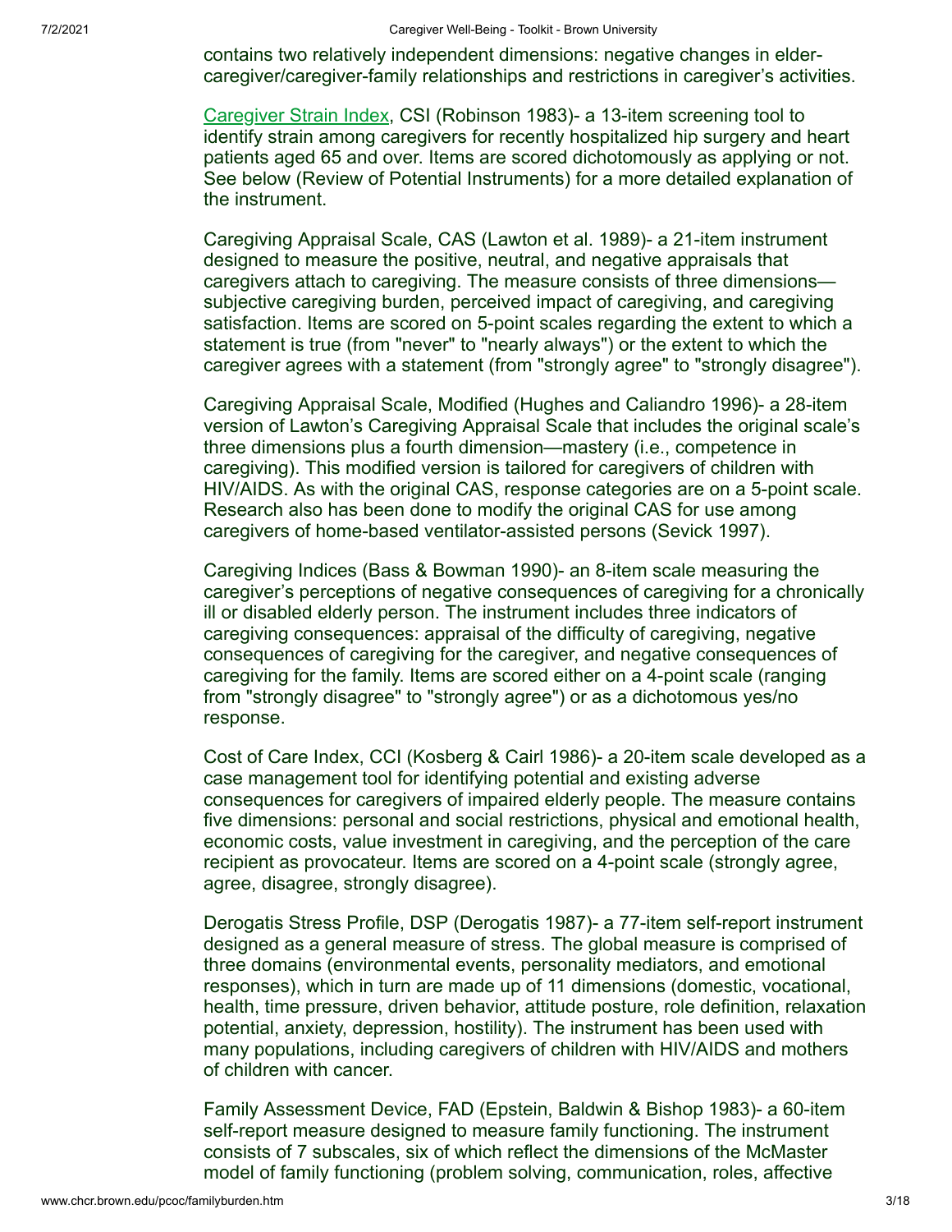contains two relatively independent dimensions: negative changes in elder-caregiver/caregiver-family relationships and restrictions in caregiver's activities.

Caregiver Strain Index, CSI (Robinson 1983)- a 13-item screening tool to identify strain among caregivers for recently hospitalized hip surgery and heart patients aged 65 and over. Items are scored dichotomously as applying or not. See below (Review of Potential Instruments) for a more detailed explanation of the instrument.

Caregiving Appraisal Scale, CAS (Lawton et al. 1989)- a 21-item instrument designed to measure the positive, neutral, and negative appraisals that caregivers attach to caregiving. The measure consists of three dimensions—subjective caregiving burden, perceived impact of caregiving, and caregiving satisfaction. Items are scored on 5-point scales regarding the extent to which a statement is true (from "never" to "nearly always") or the extent to which the caregiver agrees with a statement (from "strongly agree" to "strongly disagree").

Caregiving Appraisal Scale, Modified (Hughes and Caliandro 1996)- a 28-item version of Lawton's Caregiving Appraisal Scale that includes the original scale's three dimensions plus a fourth dimension—mastery (i.e., competence in caregiving). This modified version is tailored for caregivers of children with HIV/AIDS. As with the original CAS, response categories are on a 5-point scale. Research also has been done to modify the original CAS for use among caregivers of home-based ventilator-assisted persons (Sevick 1997).

Caregiving Indices (Bass & Bowman 1990)- an 8-item scale measuring the caregiver's perceptions of negative consequences of caregiving for a chronically ill or disabled elderly person. The instrument includes three indicators of caregiving consequences: appraisal of the difficulty of caregiving, negative consequences of caregiving for the caregiver, and negative consequences of caregiving for the family. Items are scored either on a 4-point scale (ranging from "strongly disagree" to "strongly agree") or as a dichotomous yes/no response.

Cost of Care Index, CCI (Kosberg & Cairl 1986)- a 20-item scale developed as a case management tool for identifying potential and existing adverse consequences for caregivers of impaired elderly people. The measure contains five dimensions: personal and social restrictions, physical and emotional health, economic costs, value investment in caregiving, and the perception of the care recipient as provocateur. Items are scored on a 4-point scale (strongly agree, agree, disagree, strongly disagree).

Derogatis Stress Profile, DSP (Derogatis 1987)- a 77-item self-report instrument designed as a general measure of stress. The global measure is comprised of three domains (environmental events, personality mediators, and emotional responses), which in turn are made up of 11 dimensions (domestic, vocational, health, time pressure, driven behavior, attitude posture, role definition, relaxation potential, anxiety, depression, hostility). The instrument has been used with many populations, including caregivers of children with HIV/AIDS and mothers of children with cancer.

Family Assessment Device, FAD (Epstein, Baldwin & Bishop 1983)- a 60-item self-report measure designed to measure family functioning. The instrument consists of 7 subscales, six of which reflect the dimensions of the McMaster model of family functioning (problem solving, communication, roles, affective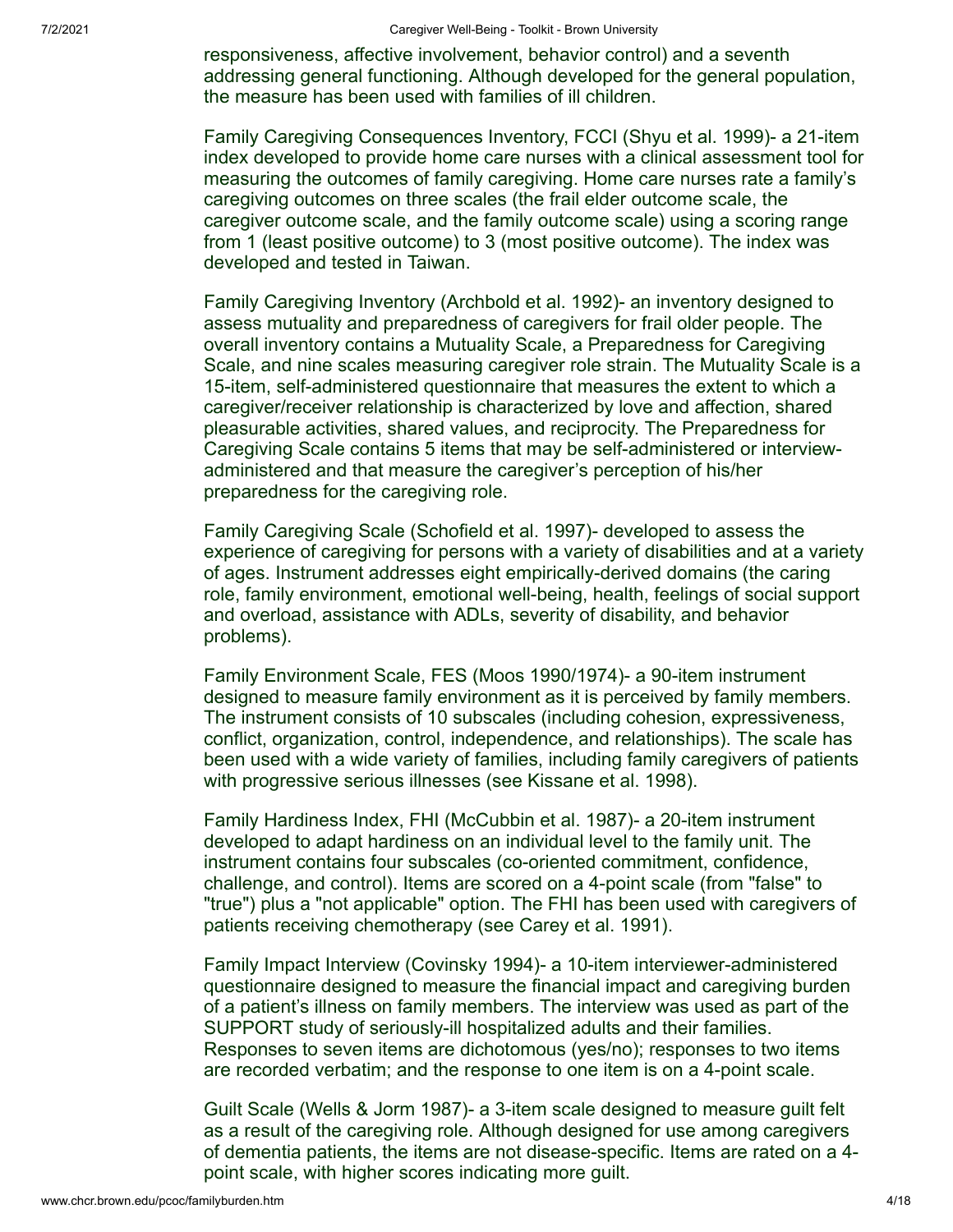responsiveness, affective involvement, behavior control) and a seventh addressing general functioning. Although developed for the general population, the measure has been used with families of ill children.

Family Caregiving Consequences Inventory, FCCI (Shyu et al. 1999)- a 21-item index developed to provide home care nurses with a clinical assessment tool for measuring the outcomes of family caregiving. Home care nurses rate a family's caregiving outcomes on three scales (the frail elder outcome scale, the caregiver outcome scale, and the family outcome scale) using a scoring range from 1 (least positive outcome) to 3 (most positive outcome). The index was developed and tested in Taiwan.

Family Caregiving Inventory (Archbold et al. 1992)- an inventory designed to assess mutuality and preparedness of caregivers for frail older people. The overall inventory contains a Mutuality Scale, a Preparedness for Caregiving Scale, and nine scales measuring caregiver role strain. The Mutuality Scale is a 15-item, self-administered questionnaire that measures the extent to which a caregiver/receiver relationship is characterized by love and affection, shared pleasurable activities, shared values, and reciprocity. The Preparedness for Caregiving Scale contains 5 items that may be self-administered or interview-administered and that measure the caregiver's perception of his/her preparedness for the caregiving role.

Family Caregiving Scale (Schofield et al. 1997)- developed to assess the experience of caregiving for persons with a variety of disabilities and at a variety of ages. Instrument addresses eight empirically-derived domains (the caring role, family environment, emotional well-being, health, feelings of social support and overload, assistance with ADLs, severity of disability, and behavior problems).

Family Environment Scale, FES (Moos 1990/1974)- a 90-item instrument designed to measure family environment as it is perceived by family members. The instrument consists of 10 subscales (including cohesion, expressiveness, conflict, organization, control, independence, and relationships). The scale has been used with a wide variety of families, including family caregivers of patients with progressive serious illnesses (see Kissane et al. 1998).

Family Hardiness Index, FHI (McCubbin et al. 1987)- a 20-item instrument developed to adapt hardiness on an individual level to the family unit. The instrument contains four subscales (co-oriented commitment, confidence, challenge, and control). Items are scored on a 4-point scale (from "false" to "true") plus a "not applicable" option. The FHI has been used with caregivers of patients receiving chemotherapy (see Carey et al. 1991).

Family Impact Interview (Covinsky 1994)- a 10-item interviewer-administered questionnaire designed to measure the financial impact and caregiving burden of a patient's illness on family members. The interview was used as part of the SUPPORT study of seriously-ill hospitalized adults and their families. Responses to seven items are dichotomous (yes/no); responses to two items are recorded verbatim; and the response to one item is on a 4-point scale.

Guilt Scale (Wells & Jorm 1987)- a 3-item scale designed to measure guilt felt as a result of the caregiving role. Although designed for use among caregivers of dementia patients, the items are not disease-specific. Items are rated on a 4-point scale, with higher scores indicating more guilt.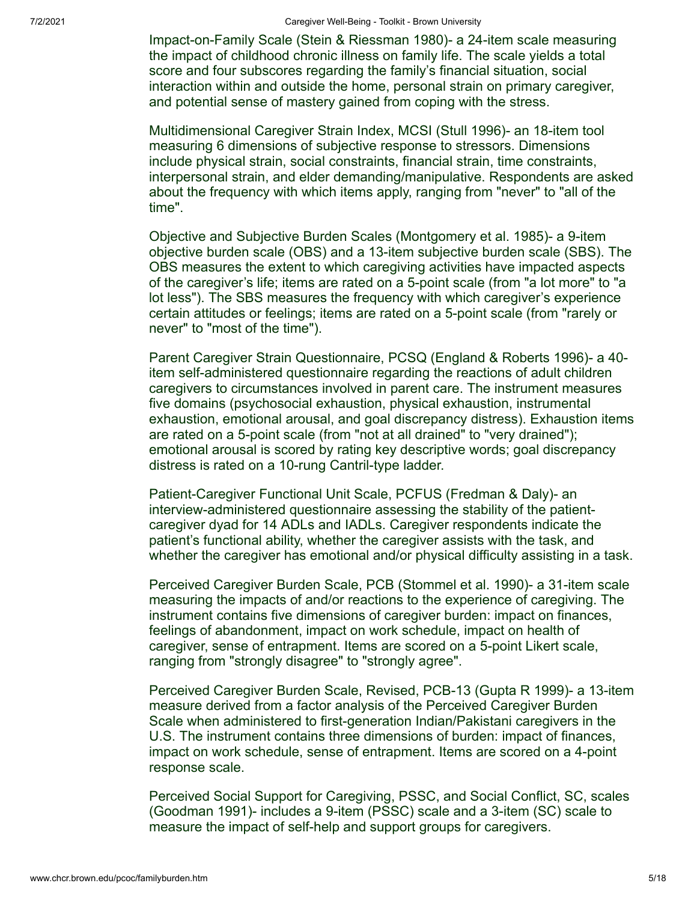Impact-on-Family Scale (Stein & Riessman 1980)- a 24-item scale measuring the impact of childhood chronic illness on family life. The scale yields a total score and four subscores regarding the family's financial situation, social interaction within and outside the home, personal strain on primary caregiver, and potential sense of mastery gained from coping with the stress.

Multidimensional Caregiver Strain Index, MCSI (Stull 1996)- an 18-item tool measuring 6 dimensions of subjective response to stressors. Dimensions include physical strain, social constraints, financial strain, time constraints, interpersonal strain, and elder demanding/manipulative. Respondents are asked about the frequency with which items apply, ranging from "never" to "all of the time".

Objective and Subjective Burden Scales (Montgomery et al. 1985)- a 9-item objective burden scale (OBS) and a 13-item subjective burden scale (SBS). The OBS measures the extent to which caregiving activities have impacted aspects of the caregiver's life; items are rated on a 5-point scale (from "a lot more" to "a lot less"). The SBS measures the frequency with which caregiver's experience certain attitudes or feelings; items are rated on a 5-point scale (from "rarely or never" to "most of the time").

Parent Caregiver Strain Questionnaire, PCSQ (England & Roberts 1996)- a 40-item self-administered questionnaire regarding the reactions of adult children caregivers to circumstances involved in parent care. The instrument measures five domains (psychosocial exhaustion, physical exhaustion, instrumental exhaustion, emotional arousal, and goal discrepancy distress). Exhaustion items are rated on a 5-point scale (from "not at all drained" to "very drained"); emotional arousal is scored by rating key descriptive words; goal discrepancy distress is rated on a 10-rung Cantril-type ladder.

Patient-Caregiver Functional Unit Scale, PCFUS (Fredman & Daly)- an interview-administered questionnaire assessing the stability of the patient-caregiver dyad for 14 ADLs and IADLs. Caregiver respondents indicate the patient's functional ability, whether the caregiver assists with the task, and whether the caregiver has emotional and/or physical difficulty assisting in a task.

Perceived Caregiver Burden Scale, PCB (Stommel et al. 1990)- a 31-item scale measuring the impacts of and/or reactions to the experience of caregiving. The instrument contains five dimensions of caregiver burden: impact on finances, feelings of abandonment, impact on work schedule, impact on health of caregiver, sense of entrapment. Items are scored on a 5-point Likert scale, ranging from "strongly disagree" to "strongly agree".

Perceived Caregiver Burden Scale, Revised, PCB-13 (Gupta R 1999)- a 13-item measure derived from a factor analysis of the Perceived Caregiver Burden Scale when administered to first-generation Indian/Pakistani caregivers in the U.S. The instrument contains three dimensions of burden: impact of finances, impact on work schedule, sense of entrapment. Items are scored on a 4-point response scale.

Perceived Social Support for Caregiving, PSSC, and Social Conflict, SC, scales (Goodman 1991)- includes a 9-item (PSSC) scale and a 3-item (SC) scale to measure the impact of self-help and support groups for caregivers.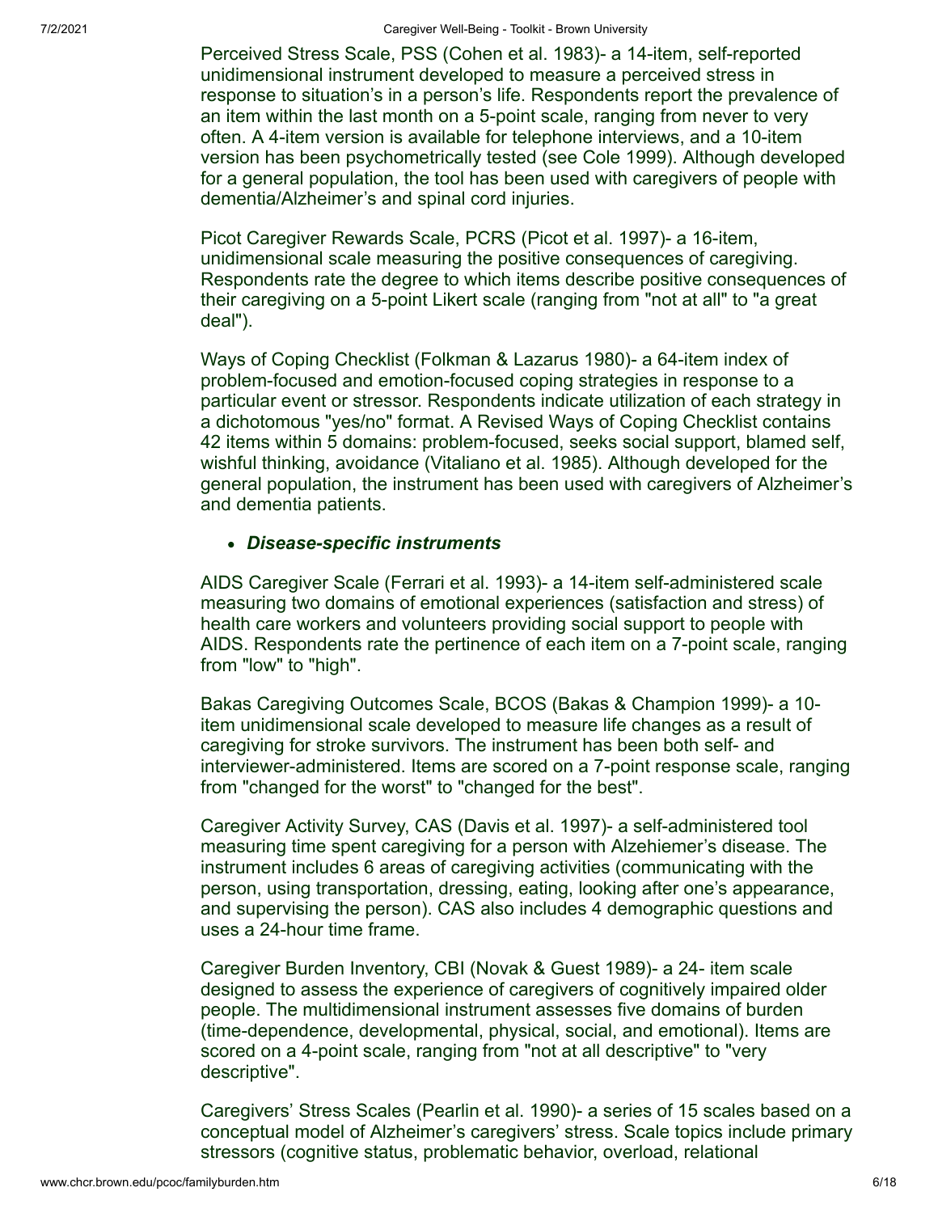Perceived Stress Scale, PSS (Cohen et al. 1983)- a 14-item, self-reported unidimensional instrument developed to measure a perceived stress in response to situation's in a person's life. Respondents report the prevalence of an item within the last month on a 5-point scale, ranging from never to very often. A 4-item version is available for telephone interviews, and a 10-item version has been psychometrically tested (see Cole 1999). Although developed for a general population, the tool has been used with caregivers of people with dementia/Alzheimer's and spinal cord injuries.

Picot Caregiver Rewards Scale, PCRS (Picot et al. 1997)- a 16-item, unidimensional scale measuring the positive consequences of caregiving. Respondents rate the degree to which items describe positive consequences of their caregiving on a 5-point Likert scale (ranging from "not at all" to "a great deal").

Ways of Coping Checklist (Folkman & Lazarus 1980)- a 64-item index of problem-focused and emotion-focused coping strategies in response to a particular event or stressor. Respondents indicate utilization of each strategy in a dichotomous "yes/no" format. A Revised Ways of Coping Checklist contains 42 items within 5 domains: problem-focused, seeks social support, blamed self, wishful thinking, avoidance (Vitaliano et al. 1985). Although developed for the general population, the instrument has been used with caregivers of Alzheimer's and dementia patients.

- ***Disease-specific instruments***

AIDS Caregiver Scale (Ferrari et al. 1993)- a 14-item self-administered scale measuring two domains of emotional experiences (satisfaction and stress) of health care workers and volunteers providing social support to people with AIDS. Respondents rate the pertinence of each item on a 7-point scale, ranging from "low" to "high".

Bakas Caregiving Outcomes Scale, BCOS (Bakas & Champion 1999)- a 10-item unidimensional scale developed to measure life changes as a result of caregiving for stroke survivors. The instrument has been both self- and interviewer-administered. Items are scored on a 7-point response scale, ranging from "changed for the worst" to "changed for the best".

Caregiver Activity Survey, CAS (Davis et al. 1997)- a self-administered tool measuring time spent caregiving for a person with Alzehiemer's disease. The instrument includes 6 areas of caregiving activities (communicating with the person, using transportation, dressing, eating, looking after one's appearance, and supervising the person). CAS also includes 4 demographic questions and uses a 24-hour time frame.

Caregiver Burden Inventory, CBI (Novak & Guest 1989)- a 24- item scale designed to assess the experience of caregivers of cognitively impaired older people. The multidimensional instrument assesses five domains of burden (time-dependence, developmental, physical, social, and emotional). Items are scored on a 4-point scale, ranging from "not at all descriptive" to "very descriptive".

Caregivers' Stress Scales (Pearlin et al. 1990)- a series of 15 scales based on a conceptual model of Alzheimer's caregivers' stress. Scale topics include primary stressors (cognitive status, problematic behavior, overload, relational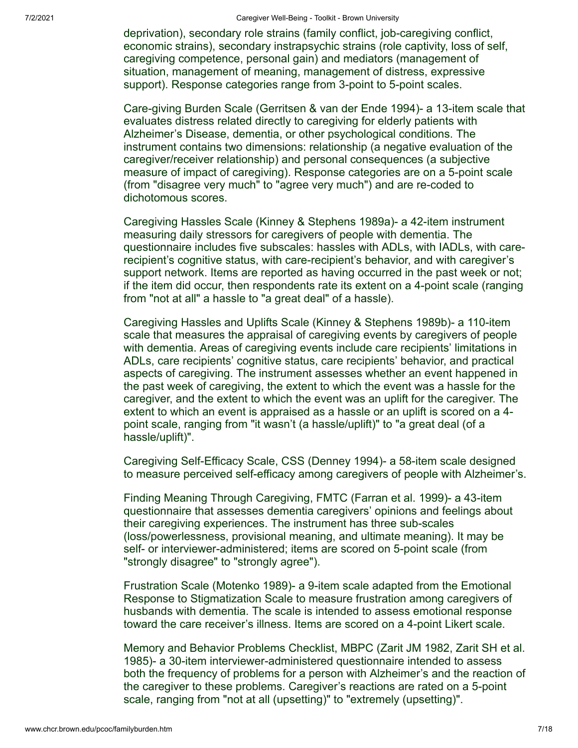deprivation), secondary role strains (family conflict, job-caregiving conflict, economic strains), secondary instrapsychic strains (role captivity, loss of self, caregiving competence, personal gain) and mediators (management of situation, management of meaning, management of distress, expressive support). Response categories range from 3-point to 5-point scales.

Care-giving Burden Scale (Gerritsen & van der Ende 1994)- a 13-item scale that evaluates distress related directly to caregiving for elderly patients with Alzheimer's Disease, dementia, or other psychological conditions. The instrument contains two dimensions: relationship (a negative evaluation of the caregiver/receiver relationship) and personal consequences (a subjective measure of impact of caregiving). Response categories are on a 5-point scale (from "disagree very much" to "agree very much") and are re-coded to dichotomous scores.

Caregiving Hassles Scale (Kinney & Stephens 1989a)- a 42-item instrument measuring daily stressors for caregivers of people with dementia. The questionnaire includes five subscales: hassles with ADLs, with IADLs, with care-recipient's cognitive status, with care-recipient's behavior, and with caregiver's support network. Items are reported as having occurred in the past week or not; if the item did occur, then respondents rate its extent on a 4-point scale (ranging from "not at all" a hassle to "a great deal" of a hassle).

Caregiving Hassles and Uplifts Scale (Kinney & Stephens 1989b)- a 110-item scale that measures the appraisal of caregiving events by caregivers of people with dementia. Areas of caregiving events include care recipients' limitations in ADLs, care recipients' cognitive status, care recipients' behavior, and practical aspects of caregiving. The instrument assesses whether an event happened in the past week of caregiving, the extent to which the event was a hassle for the caregiver, and the extent to which the event was an uplift for the caregiver. The extent to which an event is appraised as a hassle or an uplift is scored on a 4-point scale, ranging from "it wasn't (a hassle/uplift)" to "a great deal (of a hassle/uplift)".

Caregiving Self-Efficacy Scale, CSS (Denney 1994)- a 58-item scale designed to measure perceived self-efficacy among caregivers of people with Alzheimer's.

Finding Meaning Through Caregiving, FMTC (Farran et al. 1999)- a 43-item questionnaire that assesses dementia caregivers' opinions and feelings about their caregiving experiences. The instrument has three sub-scales (loss/powerlessness, provisional meaning, and ultimate meaning). It may be self- or interviewer-administered; items are scored on 5-point scale (from "strongly disagree" to "strongly agree").

Frustration Scale (Motenko 1989)- a 9-item scale adapted from the Emotional Response to Stigmatization Scale to measure frustration among caregivers of husbands with dementia. The scale is intended to assess emotional response toward the care receiver's illness. Items are scored on a 4-point Likert scale.

Memory and Behavior Problems Checklist, MBPC (Zarit JM 1982, Zarit SH et al. 1985)- a 30-item interviewer-administered questionnaire intended to assess both the frequency of problems for a person with Alzheimer's and the reaction of the caregiver to these problems. Caregiver's reactions are rated on a 5-point scale, ranging from "not at all (upsetting)" to "extremely (upsetting)".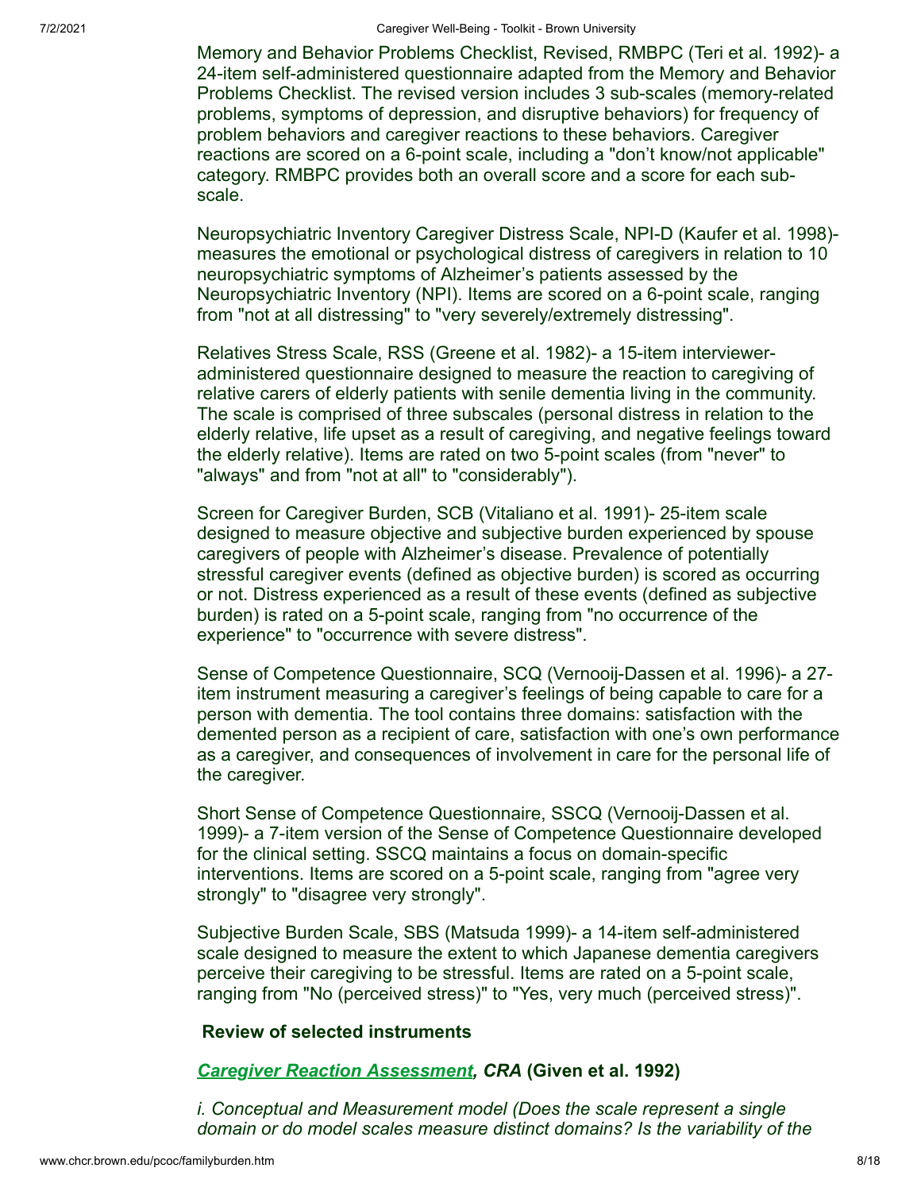Memory and Behavior Problems Checklist, Revised, RMBPC (Teri et al. 1992)- a 24-item self-administered questionnaire adapted from the Memory and Behavior Problems Checklist. The revised version includes 3 sub-scales (memory-related problems, symptoms of depression, and disruptive behaviors) for frequency of problem behaviors and caregiver reactions to these behaviors. Caregiver reactions are scored on a 6-point scale, including a "don't know/not applicable" category. RMBPC provides both an overall score and a score for each sub-scale.

Neuropsychiatric Inventory Caregiver Distress Scale, NPI-D (Kaufer et al. 1998)- measures the emotional or psychological distress of caregivers in relation to 10 neuropsychiatric symptoms of Alzheimer's patients assessed by the Neuropsychiatric Inventory (NPI). Items are scored on a 6-point scale, ranging from "not at all distressing" to "very severely/extremely distressing".

Relatives Stress Scale, RSS (Greene et al. 1982)- a 15-item interviewer-administered questionnaire designed to measure the reaction to caregiving of relative carers of elderly patients with senile dementia living in the community. The scale is comprised of three subscales (personal distress in relation to the elderly relative, life upset as a result of caregiving, and negative feelings toward the elderly relative). Items are rated on two 5-point scales (from "never" to "always" and from "not at all" to "considerably").

Screen for Caregiver Burden, SCB (Vitaliano et al. 1991)- 25-item scale designed to measure objective and subjective burden experienced by spouse caregivers of people with Alzheimer's disease. Prevalence of potentially stressful caregiver events (defined as objective burden) is scored as occurring or not. Distress experienced as a result of these events (defined as subjective burden) is rated on a 5-point scale, ranging from "no occurrence of the experience" to "occurrence with severe distress".

Sense of Competence Questionnaire, SCQ (Vernooij-Dassen et al. 1996)- a 27-item instrument measuring a caregiver's feelings of being capable to care for a person with dementia. The tool contains three domains: satisfaction with the demented person as a recipient of care, satisfaction with one's own performance as a caregiver, and consequences of involvement in care for the personal life of the caregiver.

Short Sense of Competence Questionnaire, SSCQ (Vernooij-Dassen et al. 1999)- a 7-item version of the Sense of Competence Questionnaire developed for the clinical setting. SSCQ maintains a focus on domain-specific interventions. Items are scored on a 5-point scale, ranging from "agree very strongly" to "disagree very strongly".

Subjective Burden Scale, SBS (Matsuda 1999)- a 14-item self-administered scale designed to measure the extent to which Japanese dementia caregivers perceive their caregiving to be stressful. Items are rated on a 5-point scale, ranging from "No (perceived stress)" to "Yes, very much (perceived stress)".

**Review of selected instruments**

***Caregiver Reaction Assessment*, *CRA*** **(Given et al. 1992)**

*i. Conceptual and Measurement model (Does the scale represent a single domain or do model scales measure distinct domains? Is the variability of the*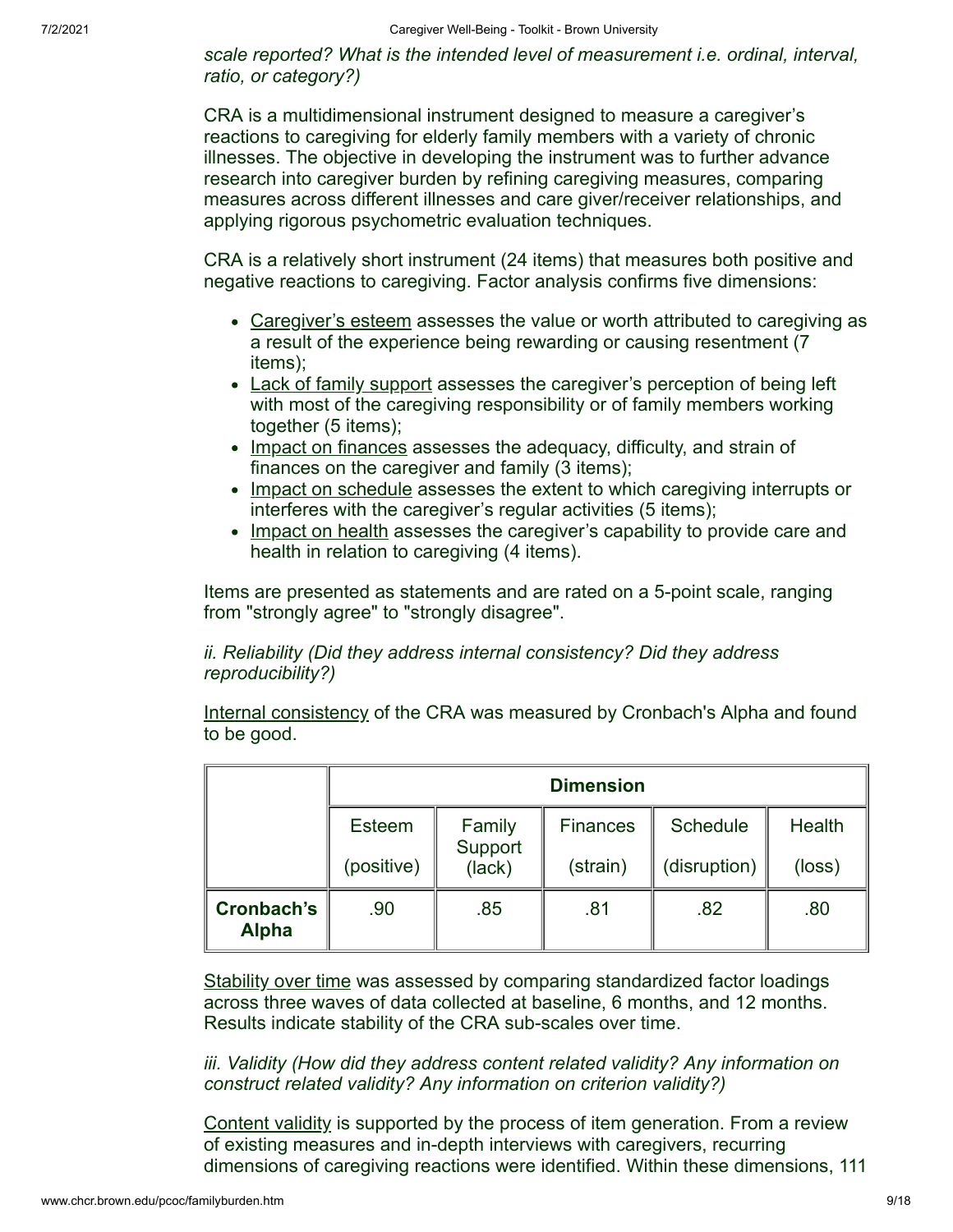*scale reported? What is the intended level of measurement i.e. ordinal, interval, ratio, or category?)*

CRA is a multidimensional instrument designed to measure a caregiver's reactions to caregiving for elderly family members with a variety of chronic illnesses. The objective in developing the instrument was to further advance research into caregiver burden by refining caregiving measures, comparing measures across different illnesses and care giver/receiver relationships, and applying rigorous psychometric evaluation techniques.

CRA is a relatively short instrument (24 items) that measures both positive and negative reactions to caregiving. Factor analysis confirms five dimensions:

- Caregiver's esteem assesses the value or worth attributed to caregiving as a result of the experience being rewarding or causing resentment (7 items);
- Lack of family support assesses the caregiver's perception of being left with most of the caregiving responsibility or of family members working together (5 items);
- Impact on finances assesses the adequacy, difficulty, and strain of finances on the caregiver and family (3 items);
- Impact on schedule assesses the extent to which caregiving interrupts or interferes with the caregiver's regular activities (5 items);
- Impact on health assesses the caregiver's capability to provide care and health in relation to caregiving (4 items).

Items are presented as statements and are rated on a 5-point scale, ranging from "strongly agree" to "strongly disagree".

*ii. Reliability (Did they address internal consistency? Did they address reproducibility?)*

Internal consistency of the CRA was measured by Cronbach's Alpha and found to be good.

| | Dimension | | | | |
|---|---|---|---|---|---|
| | Esteem (positive) | Family Support (lack) | Finances (strain) | Schedule (disruption) | Health (loss) |
| **Cronbach's Alpha** | .90 | .85 | .81 | .82 | .80 |

Stability over time was assessed by comparing standardized factor loadings across three waves of data collected at baseline, 6 months, and 12 months. Results indicate stability of the CRA sub-scales over time.

*iii. Validity (How did they address content related validity? Any information on construct related validity? Any information on criterion validity?)*

Content validity is supported by the process of item generation. From a review of existing measures and in-depth interviews with caregivers, recurring dimensions of caregiving reactions were identified. Within these dimensions, 111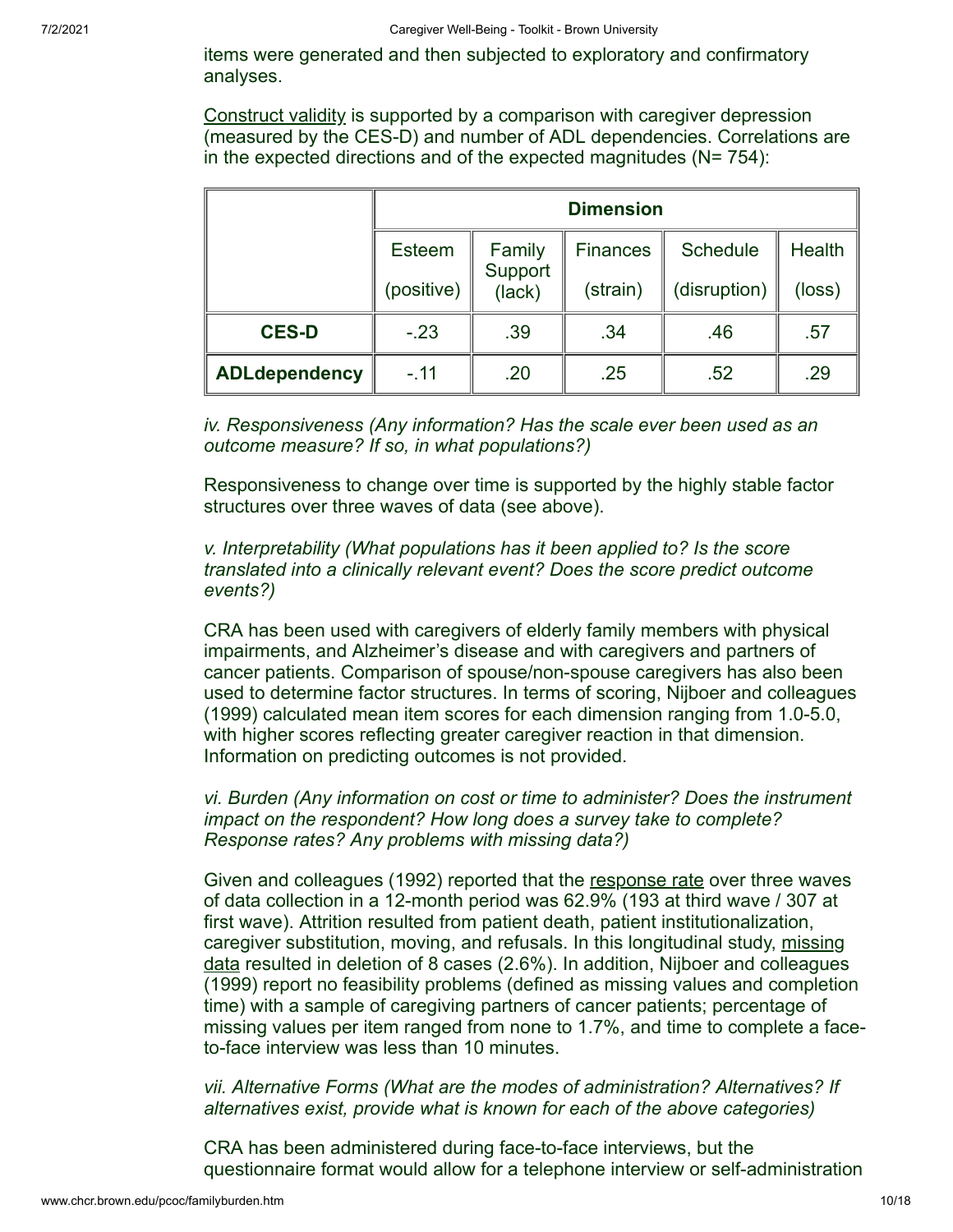items were generated and then subjected to exploratory and confirmatory analyses.

Construct validity is supported by a comparison with caregiver depression (measured by the CES-D) and number of ADL dependencies. Correlations are in the expected directions and of the expected magnitudes (N= 754):

| | Dimension | | | | |
|---|---|---|---|---|---|
| | Esteem (positive) | Family Support (lack) | Finances (strain) | Schedule (disruption) | Health (loss) |
| **CES-D** | -.23 | .39 | .34 | .46 | .57 |
| **ADLdependency** | -.11 | .20 | .25 | .52 | .29 |

*iv. Responsiveness (Any information? Has the scale ever been used as an outcome measure? If so, in what populations?)*

Responsiveness to change over time is supported by the highly stable factor structures over three waves of data (see above).

*v. Interpretability (What populations has it been applied to? Is the score translated into a clinically relevant event? Does the score predict outcome events?)*

CRA has been used with caregivers of elderly family members with physical impairments, and Alzheimer's disease and with caregivers and partners of cancer patients. Comparison of spouse/non-spouse caregivers has also been used to determine factor structures. In terms of scoring, Nijboer and colleagues (1999) calculated mean item scores for each dimension ranging from 1.0-5.0, with higher scores reflecting greater caregiver reaction in that dimension. Information on predicting outcomes is not provided.

*vi. Burden (Any information on cost or time to administer? Does the instrument impact on the respondent? How long does a survey take to complete? Response rates? Any problems with missing data?)*

Given and colleagues (1992) reported that the response rate over three waves of data collection in a 12-month period was 62.9% (193 at third wave / 307 at first wave). Attrition resulted from patient death, patient institutionalization, caregiver substitution, moving, and refusals. In this longitudinal study, missing data resulted in deletion of 8 cases (2.6%). In addition, Nijboer and colleagues (1999) report no feasibility problems (defined as missing values and completion time) with a sample of caregiving partners of cancer patients; percentage of missing values per item ranged from none to 1.7%, and time to complete a face-to-face interview was less than 10 minutes.

*vii. Alternative Forms (What are the modes of administration? Alternatives? If alternatives exist, provide what is known for each of the above categories)*

CRA has been administered during face-to-face interviews, but the questionnaire format would allow for a telephone interview or self-administration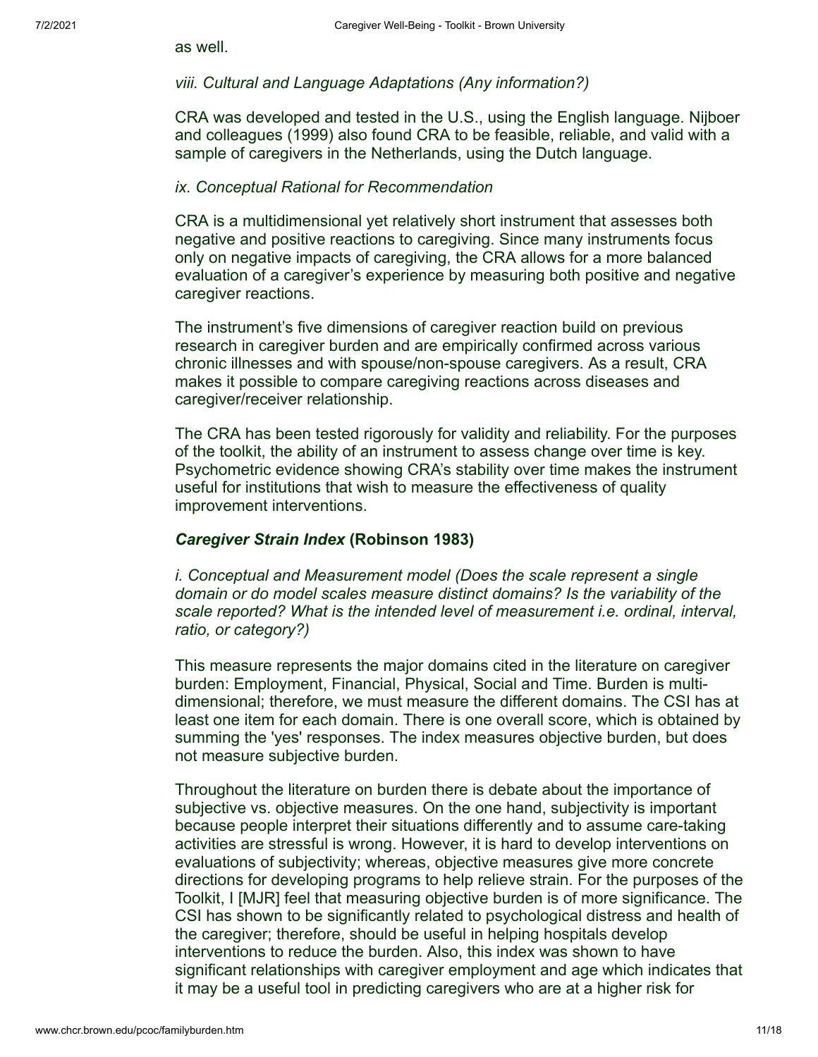as well.

*viii. Cultural and Language Adaptations (Any information?)*

CRA was developed and tested in the U.S., using the English language. Nijboer and colleagues (1999) also found CRA to be feasible, reliable, and valid with a sample of caregivers in the Netherlands, using the Dutch language.

*ix. Conceptual Rational for Recommendation*

CRA is a multidimensional yet relatively short instrument that assesses both negative and positive reactions to caregiving. Since many instruments focus only on negative impacts of caregiving, the CRA allows for a more balanced evaluation of a caregiver's experience by measuring both positive and negative caregiver reactions.

The instrument's five dimensions of caregiver reaction build on previous research in caregiver burden and are empirically confirmed across various chronic illnesses and with spouse/non-spouse caregivers. As a result, CRA makes it possible to compare caregiving reactions across diseases and caregiver/receiver relationship.

The CRA has been tested rigorously for validity and reliability. For the purposes of the toolkit, the ability of an instrument to assess change over time is key. Psychometric evidence showing CRA's stability over time makes the instrument useful for institutions that wish to measure the effectiveness of quality improvement interventions.

### ***Caregiver Strain Index*** **(Robinson 1983)**

*i. Conceptual and Measurement model (Does the scale represent a single domain or do model scales measure distinct domains? Is the variability of the scale reported? What is the intended level of measurement i.e. ordinal, interval, ratio, or category?)*

This measure represents the major domains cited in the literature on caregiver burden: Employment, Financial, Physical, Social and Time. Burden is multi-dimensional; therefore, we must measure the different domains. The CSI has at least one item for each domain. There is one overall score, which is obtained by summing the 'yes' responses. The index measures objective burden, but does not measure subjective burden.

Throughout the literature on burden there is debate about the importance of subjective vs. objective measures. On the one hand, subjectivity is important because people interpret their situations differently and to assume care-taking activities are stressful is wrong. However, it is hard to develop interventions on evaluations of subjectivity; whereas, objective measures give more concrete directions for developing programs to help relieve strain. For the purposes of the Toolkit, I [MJR] feel that measuring objective burden is of more significance. The CSI has shown to be significantly related to psychological distress and health of the caregiver; therefore, should be useful in helping hospitals develop interventions to reduce the burden. Also, this index was shown to have significant relationships with caregiver employment and age which indicates that it may be a useful tool in predicting caregivers who are at a higher risk for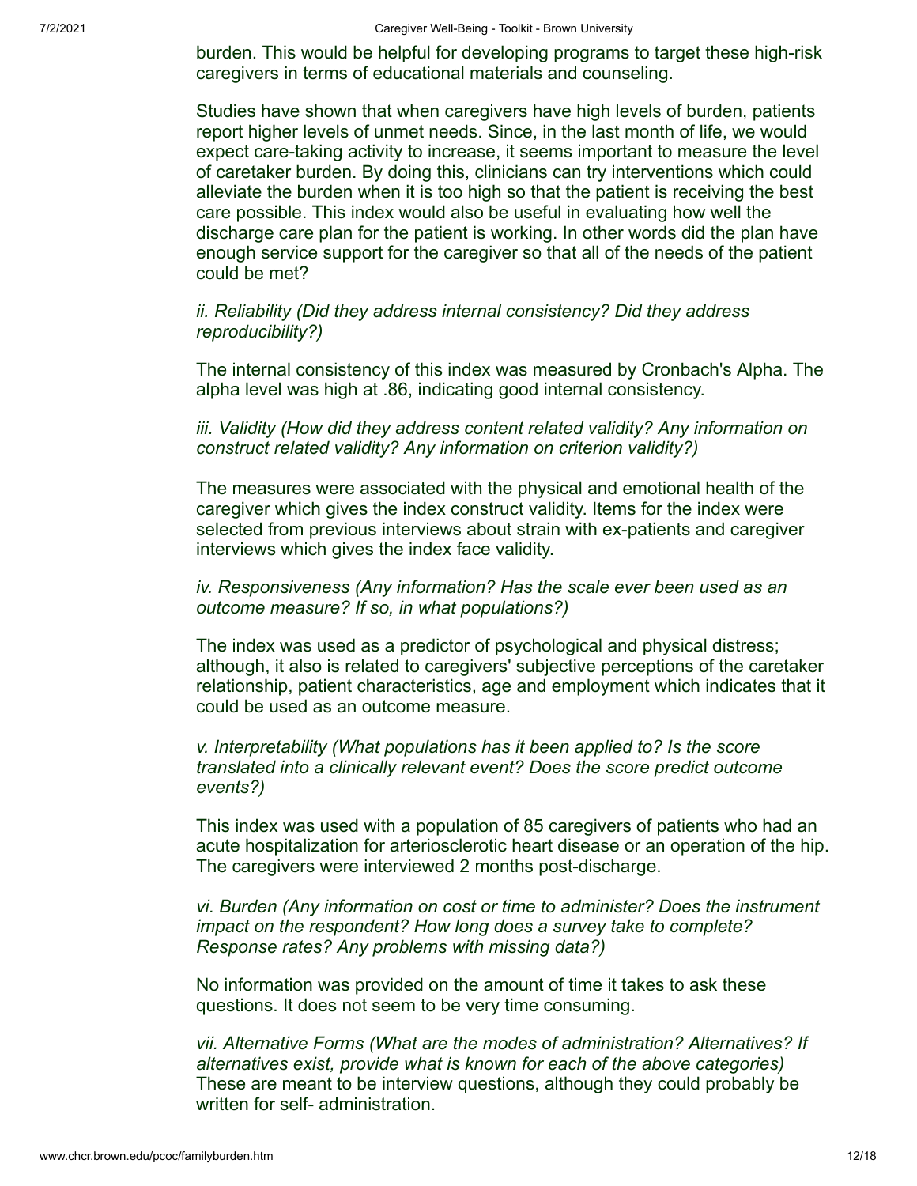burden. This would be helpful for developing programs to target these high-risk caregivers in terms of educational materials and counseling.

Studies have shown that when caregivers have high levels of burden, patients report higher levels of unmet needs. Since, in the last month of life, we would expect care-taking activity to increase, it seems important to measure the level of caretaker burden. By doing this, clinicians can try interventions which could alleviate the burden when it is too high so that the patient is receiving the best care possible. This index would also be useful in evaluating how well the discharge care plan for the patient is working. In other words did the plan have enough service support for the caregiver so that all of the needs of the patient could be met?

*ii. Reliability (Did they address internal consistency? Did they address reproducibility?)*

The internal consistency of this index was measured by Cronbach's Alpha. The alpha level was high at .86, indicating good internal consistency.

*iii. Validity (How did they address content related validity? Any information on construct related validity? Any information on criterion validity?)*

The measures were associated with the physical and emotional health of the caregiver which gives the index construct validity. Items for the index were selected from previous interviews about strain with ex-patients and caregiver interviews which gives the index face validity.

*iv. Responsiveness (Any information? Has the scale ever been used as an outcome measure? If so, in what populations?)*

The index was used as a predictor of psychological and physical distress; although, it also is related to caregivers' subjective perceptions of the caretaker relationship, patient characteristics, age and employment which indicates that it could be used as an outcome measure.

*v. Interpretability (What populations has it been applied to? Is the score translated into a clinically relevant event? Does the score predict outcome events?)*

This index was used with a population of 85 caregivers of patients who had an acute hospitalization for arteriosclerotic heart disease or an operation of the hip. The caregivers were interviewed 2 months post-discharge.

*vi. Burden (Any information on cost or time to administer? Does the instrument impact on the respondent? How long does a survey take to complete? Response rates? Any problems with missing data?)*

No information was provided on the amount of time it takes to ask these questions. It does not seem to be very time consuming.

*vii. Alternative Forms (What are the modes of administration? Alternatives? If alternatives exist, provide what is known for each of the above categories)*
These are meant to be interview questions, although they could probably be written for self- administration.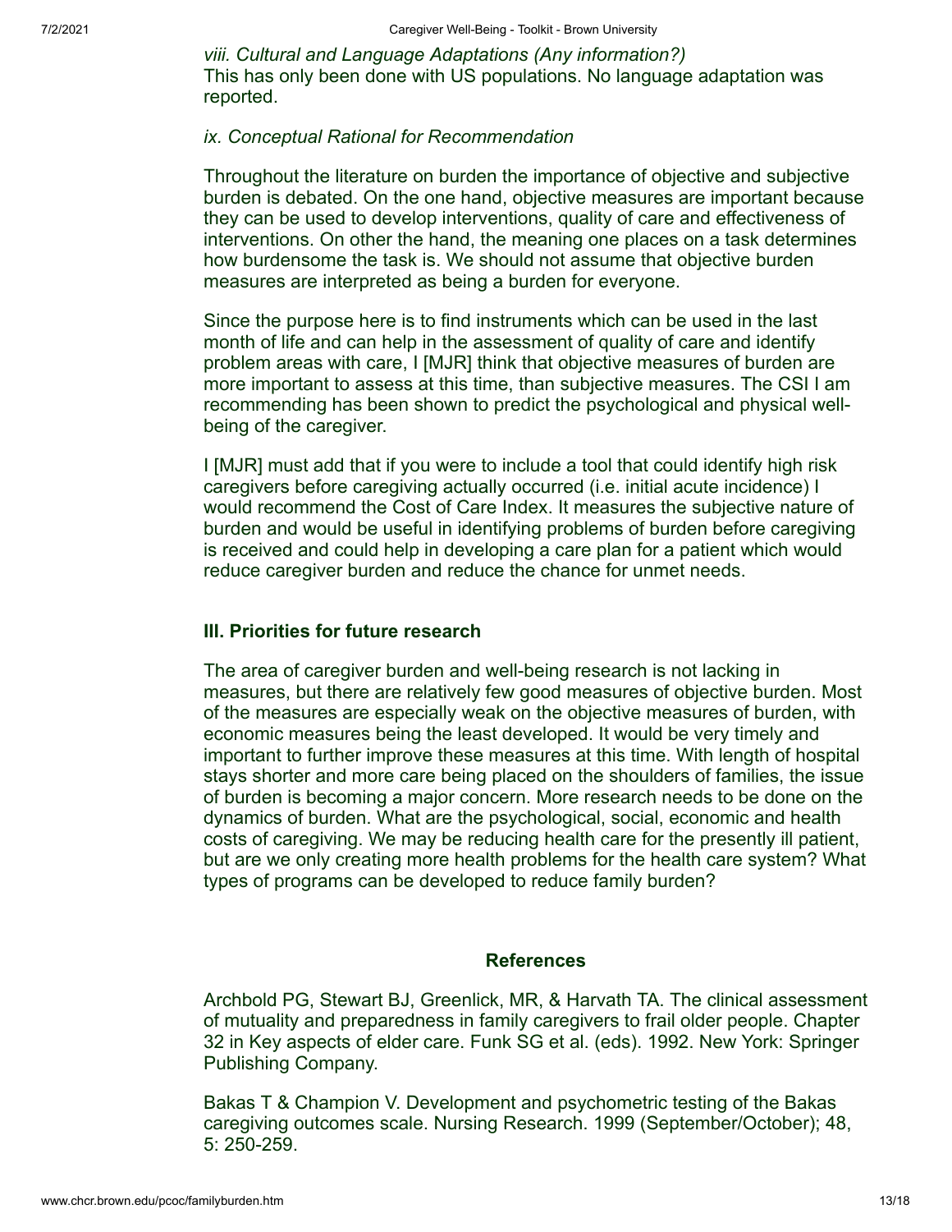*viii. Cultural and Language Adaptations (Any information?)*
This has only been done with US populations. No language adaptation was reported.

*ix. Conceptual Rational for Recommendation*

Throughout the literature on burden the importance of objective and subjective burden is debated. On the one hand, objective measures are important because they can be used to develop interventions, quality of care and effectiveness of interventions. On other the hand, the meaning one places on a task determines how burdensome the task is. We should not assume that objective burden measures are interpreted as being a burden for everyone.

Since the purpose here is to find instruments which can be used in the last month of life and can help in the assessment of quality of care and identify problem areas with care, I [MJR] think that objective measures of burden are more important to assess at this time, than subjective measures. The CSI I am recommending has been shown to predict the psychological and physical well-being of the caregiver.

I [MJR] must add that if you were to include a tool that could identify high risk caregivers before caregiving actually occurred (i.e. initial acute incidence) I would recommend the Cost of Care Index. It measures the subjective nature of burden and would be useful in identifying problems of burden before caregiving is received and could help in developing a care plan for a patient which would reduce caregiver burden and reduce the chance for unmet needs.

### III. Priorities for future research

The area of caregiver burden and well-being research is not lacking in measures, but there are relatively few good measures of objective burden. Most of the measures are especially weak on the objective measures of burden, with economic measures being the least developed. It would be very timely and important to further improve these measures at this time. With length of hospital stays shorter and more care being placed on the shoulders of families, the issue of burden is becoming a major concern. More research needs to be done on the dynamics of burden. What are the psychological, social, economic and health costs of caregiving. We may be reducing health care for the presently ill patient, but are we only creating more health problems for the health care system? What types of programs can be developed to reduce family burden?

### References

Archbold PG, Stewart BJ, Greenlick, MR, & Harvath TA. The clinical assessment of mutuality and preparedness in family caregivers to frail older people. Chapter 32 in Key aspects of elder care. Funk SG et al. (eds). 1992. New York: Springer Publishing Company.

Bakas T & Champion V. Development and psychometric testing of the Bakas caregiving outcomes scale. Nursing Research. 1999 (September/October); 48, 5: 250-259.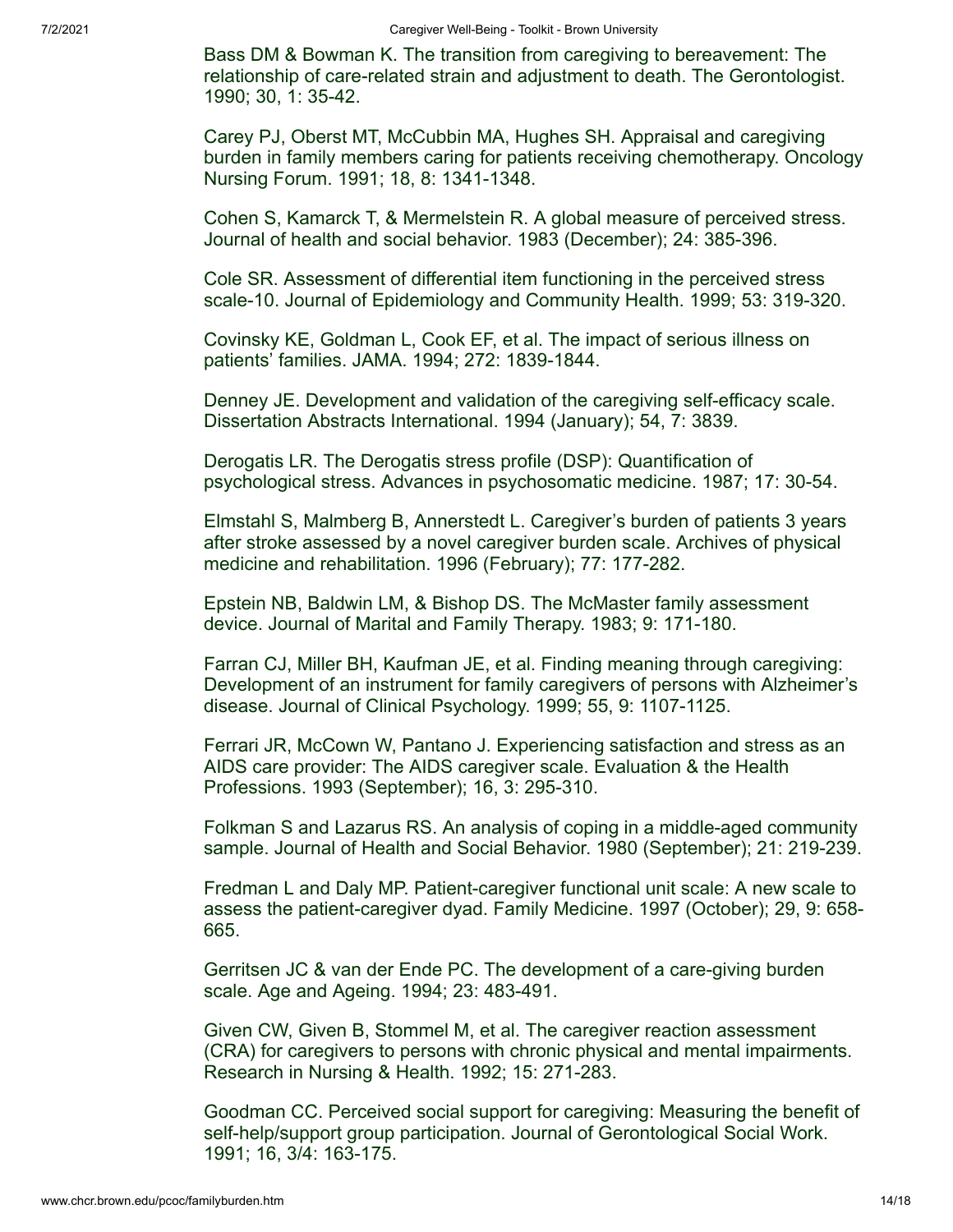Bass DM & Bowman K. The transition from caregiving to bereavement: The relationship of care-related strain and adjustment to death. The Gerontologist. 1990; 30, 1: 35-42.

Carey PJ, Oberst MT, McCubbin MA, Hughes SH. Appraisal and caregiving burden in family members caring for patients receiving chemotherapy. Oncology Nursing Forum. 1991; 18, 8: 1341-1348.

Cohen S, Kamarck T, & Mermelstein R. A global measure of perceived stress. Journal of health and social behavior. 1983 (December); 24: 385-396.

Cole SR. Assessment of differential item functioning in the perceived stress scale-10. Journal of Epidemiology and Community Health. 1999; 53: 319-320.

Covinsky KE, Goldman L, Cook EF, et al. The impact of serious illness on patients' families. JAMA. 1994; 272: 1839-1844.

Denney JE. Development and validation of the caregiving self-efficacy scale. Dissertation Abstracts International. 1994 (January); 54, 7: 3839.

Derogatis LR. The Derogatis stress profile (DSP): Quantification of psychological stress. Advances in psychosomatic medicine. 1987; 17: 30-54.

Elmstahl S, Malmberg B, Annerstedt L. Caregiver's burden of patients 3 years after stroke assessed by a novel caregiver burden scale. Archives of physical medicine and rehabilitation. 1996 (February); 77: 177-282.

Epstein NB, Baldwin LM, & Bishop DS. The McMaster family assessment device. Journal of Marital and Family Therapy. 1983; 9: 171-180.

Farran CJ, Miller BH, Kaufman JE, et al. Finding meaning through caregiving: Development of an instrument for family caregivers of persons with Alzheimer's disease. Journal of Clinical Psychology. 1999; 55, 9: 1107-1125.

Ferrari JR, McCown W, Pantano J. Experiencing satisfaction and stress as an AIDS care provider: The AIDS caregiver scale. Evaluation & the Health Professions. 1993 (September); 16, 3: 295-310.

Folkman S and Lazarus RS. An analysis of coping in a middle-aged community sample. Journal of Health and Social Behavior. 1980 (September); 21: 219-239.

Fredman L and Daly MP. Patient-caregiver functional unit scale: A new scale to assess the patient-caregiver dyad. Family Medicine. 1997 (October); 29, 9: 658-665.

Gerritsen JC & van der Ende PC. The development of a care-giving burden scale. Age and Ageing. 1994; 23: 483-491.

Given CW, Given B, Stommel M, et al. The caregiver reaction assessment (CRA) for caregivers to persons with chronic physical and mental impairments. Research in Nursing & Health. 1992; 15: 271-283.

Goodman CC. Perceived social support for caregiving: Measuring the benefit of self-help/support group participation. Journal of Gerontological Social Work. 1991; 16, 3/4: 163-175.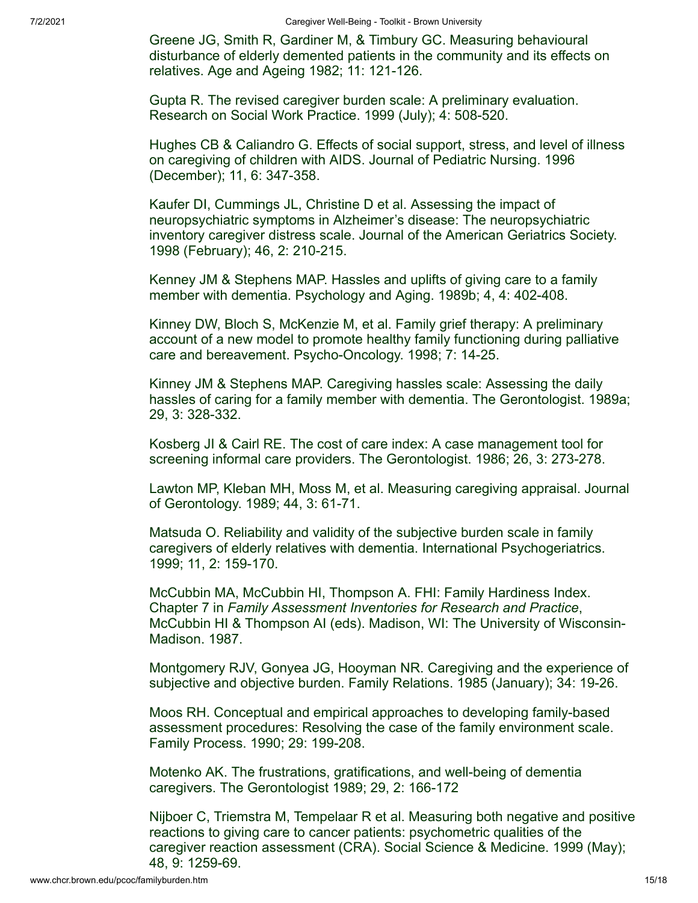Greene JG, Smith R, Gardiner M, & Timbury GC. Measuring behavioural disturbance of elderly demented patients in the community and its effects on relatives. Age and Ageing 1982; 11: 121-126.

Gupta R. The revised caregiver burden scale: A preliminary evaluation. Research on Social Work Practice. 1999 (July); 4: 508-520.

Hughes CB & Caliandro G. Effects of social support, stress, and level of illness on caregiving of children with AIDS. Journal of Pediatric Nursing. 1996 (December); 11, 6: 347-358.

Kaufer DI, Cummings JL, Christine D et al. Assessing the impact of neuropsychiatric symptoms in Alzheimer's disease: The neuropsychiatric inventory caregiver distress scale. Journal of the American Geriatrics Society. 1998 (February); 46, 2: 210-215.

Kenney JM & Stephens MAP. Hassles and uplifts of giving care to a family member with dementia. Psychology and Aging. 1989b; 4, 4: 402-408.

Kinney DW, Bloch S, McKenzie M, et al. Family grief therapy: A preliminary account of a new model to promote healthy family functioning during palliative care and bereavement. Psycho-Oncology. 1998; 7: 14-25.

Kinney JM & Stephens MAP. Caregiving hassles scale: Assessing the daily hassles of caring for a family member with dementia. The Gerontologist. 1989a; 29, 3: 328-332.

Kosberg JI & Cairl RE. The cost of care index: A case management tool for screening informal care providers. The Gerontologist. 1986; 26, 3: 273-278.

Lawton MP, Kleban MH, Moss M, et al. Measuring caregiving appraisal. Journal of Gerontology. 1989; 44, 3: 61-71.

Matsuda O. Reliability and validity of the subjective burden scale in family caregivers of elderly relatives with dementia. International Psychogeriatrics. 1999; 11, 2: 159-170.

McCubbin MA, McCubbin HI, Thompson A. FHI: Family Hardiness Index. Chapter 7 in *Family Assessment Inventories for Research and Practice*, McCubbin HI & Thompson AI (eds). Madison, WI: The University of Wisconsin-Madison. 1987.

Montgomery RJV, Gonyea JG, Hooyman NR. Caregiving and the experience of subjective and objective burden. Family Relations. 1985 (January); 34: 19-26.

Moos RH. Conceptual and empirical approaches to developing family-based assessment procedures: Resolving the case of the family environment scale. Family Process. 1990; 29: 199-208.

Motenko AK. The frustrations, gratifications, and well-being of dementia caregivers. The Gerontologist 1989; 29, 2: 166-172

Nijboer C, Triemstra M, Tempelaar R et al. Measuring both negative and positive reactions to giving care to cancer patients: psychometric qualities of the caregiver reaction assessment (CRA). Social Science & Medicine. 1999 (May); 48, 9: 1259-69.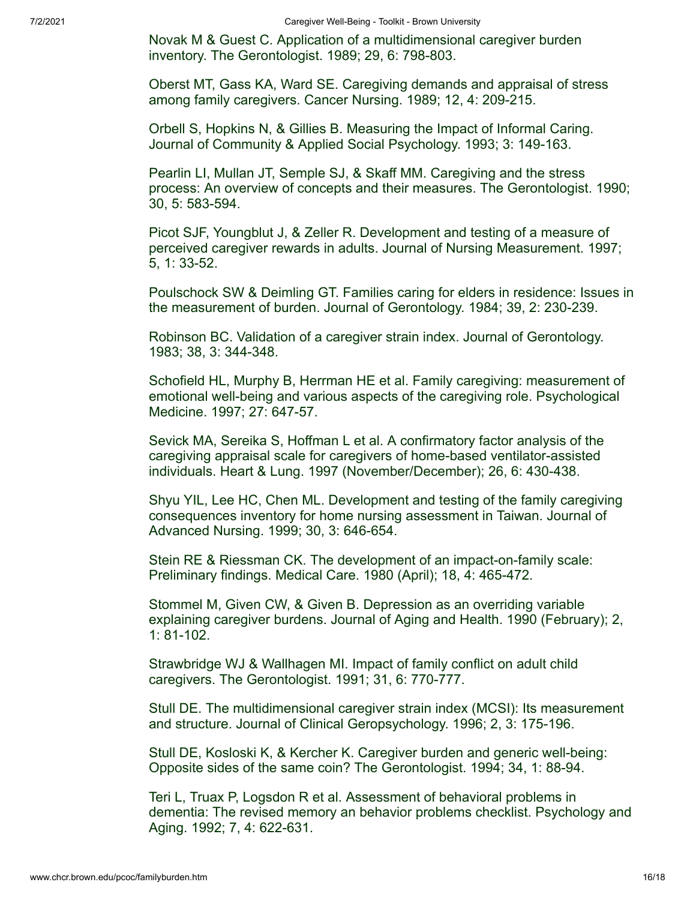Novak M & Guest C. Application of a multidimensional caregiver burden inventory. The Gerontologist. 1989; 29, 6: 798-803.

Oberst MT, Gass KA, Ward SE. Caregiving demands and appraisal of stress among family caregivers. Cancer Nursing. 1989; 12, 4: 209-215.

Orbell S, Hopkins N, & Gillies B. Measuring the Impact of Informal Caring. Journal of Community & Applied Social Psychology. 1993; 3: 149-163.

Pearlin LI, Mullan JT, Semple SJ, & Skaff MM. Caregiving and the stress process: An overview of concepts and their measures. The Gerontologist. 1990; 30, 5: 583-594.

Picot SJF, Youngblut J, & Zeller R. Development and testing of a measure of perceived caregiver rewards in adults. Journal of Nursing Measurement. 1997; 5, 1: 33-52.

Poulschock SW & Deimling GT. Families caring for elders in residence: Issues in the measurement of burden. Journal of Gerontology. 1984; 39, 2: 230-239.

Robinson BC. Validation of a caregiver strain index. Journal of Gerontology. 1983; 38, 3: 344-348.

Schofield HL, Murphy B, Herrman HE et al. Family caregiving: measurement of emotional well-being and various aspects of the caregiving role. Psychological Medicine. 1997; 27: 647-57.

Sevick MA, Sereika S, Hoffman L et al. A confirmatory factor analysis of the caregiving appraisal scale for caregivers of home-based ventilator-assisted individuals. Heart & Lung. 1997 (November/December); 26, 6: 430-438.

Shyu YIL, Lee HC, Chen ML. Development and testing of the family caregiving consequences inventory for home nursing assessment in Taiwan. Journal of Advanced Nursing. 1999; 30, 3: 646-654.

Stein RE & Riessman CK. The development of an impact-on-family scale: Preliminary findings. Medical Care. 1980 (April); 18, 4: 465-472.

Stommel M, Given CW, & Given B. Depression as an overriding variable explaining caregiver burdens. Journal of Aging and Health. 1990 (February); 2, 1: 81-102.

Strawbridge WJ & Wallhagen MI. Impact of family conflict on adult child caregivers. The Gerontologist. 1991; 31, 6: 770-777.

Stull DE. The multidimensional caregiver strain index (MCSI): Its measurement and structure. Journal of Clinical Geropsychology. 1996; 2, 3: 175-196.

Stull DE, Kosloski K, & Kercher K. Caregiver burden and generic well-being: Opposite sides of the same coin? The Gerontologist. 1994; 34, 1: 88-94.

Teri L, Truax P, Logsdon R et al. Assessment of behavioral problems in dementia: The revised memory an behavior problems checklist. Psychology and Aging. 1992; 7, 4: 622-631.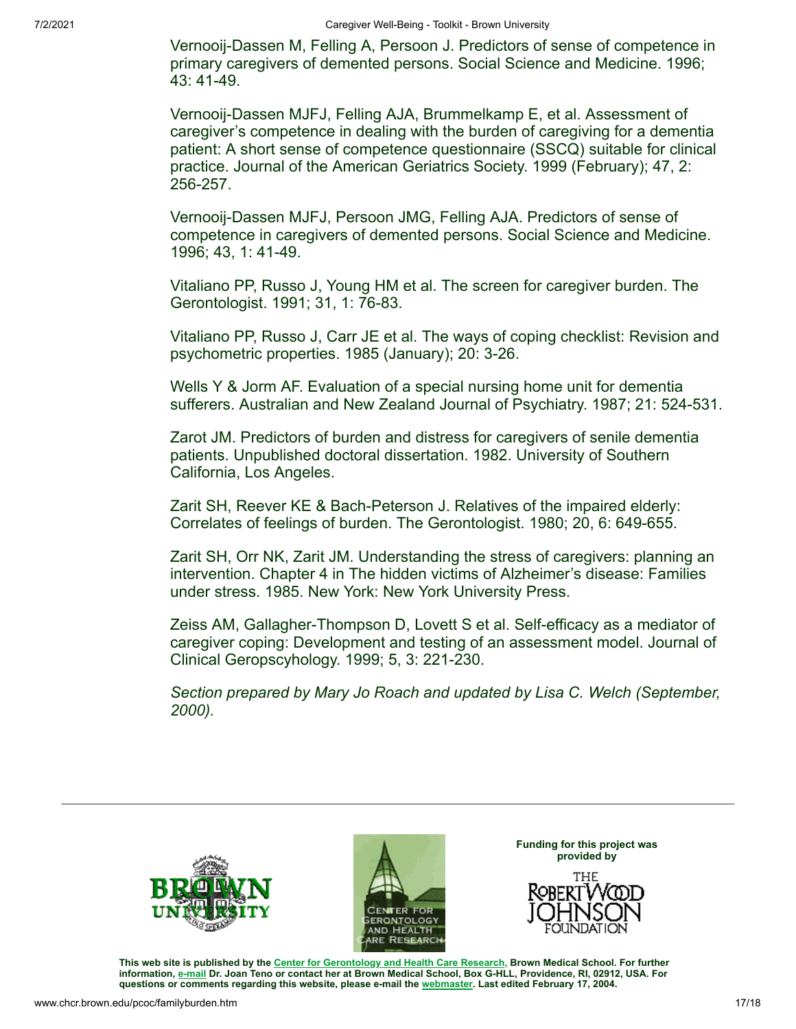Vernooij-Dassen M, Felling A, Persoon J. Predictors of sense of competence in primary caregivers of demented persons. Social Science and Medicine. 1996; 43: 41-49.

Vernooij-Dassen MJFJ, Felling AJA, Brummelkamp E, et al. Assessment of caregiver's competence in dealing with the burden of caregiving for a dementia patient: A short sense of competence questionnaire (SSCQ) suitable for clinical practice. Journal of the American Geriatrics Society. 1999 (February); 47, 2: 256-257.

Vernooij-Dassen MJFJ, Persoon JMG, Felling AJA. Predictors of sense of competence in caregivers of demented persons. Social Science and Medicine. 1996; 43, 1: 41-49.

Vitaliano PP, Russo J, Young HM et al. The screen for caregiver burden. The Gerontologist. 1991; 31, 1: 76-83.

Vitaliano PP, Russo J, Carr JE et al. The ways of coping checklist: Revision and psychometric properties. 1985 (January); 20: 3-26.

Wells Y & Jorm AF. Evaluation of a special nursing home unit for dementia sufferers. Australian and New Zealand Journal of Psychiatry. 1987; 21: 524-531.

Zarot JM. Predictors of burden and distress for caregivers of senile dementia patients. Unpublished doctoral dissertation. 1982. University of Southern California, Los Angeles.

Zarit SH, Reever KE & Bach-Peterson J. Relatives of the impaired elderly: Correlates of feelings of burden. The Gerontologist. 1980; 20, 6: 649-655.

Zarit SH, Orr NK, Zarit JM. Understanding the stress of caregivers: planning an intervention. Chapter 4 in The hidden victims of Alzheimer's disease: Families under stress. 1985. New York: New York University Press.

Zeiss AM, Gallagher-Thompson D, Lovett S et al. Self-efficacy as a mediator of caregiver coping: Development and testing of an assessment model. Journal of Clinical Geropscyhology. 1999; 5, 3: 221-230.

*Section prepared by Mary Jo Roach and updated by Lisa C. Welch (September, 2000).*

---

Funding for this project was provided by

**This web site is published by the Center for Gerontology and Health Care Research, Brown Medical School. For further information, e-mail Dr. Joan Teno or contact her at Brown Medical School, Box G-HLL, Providence, RI, 02912, USA. For questions or comments regarding this website, please e-mail the webmaster. Last edited February 17, 2004.**